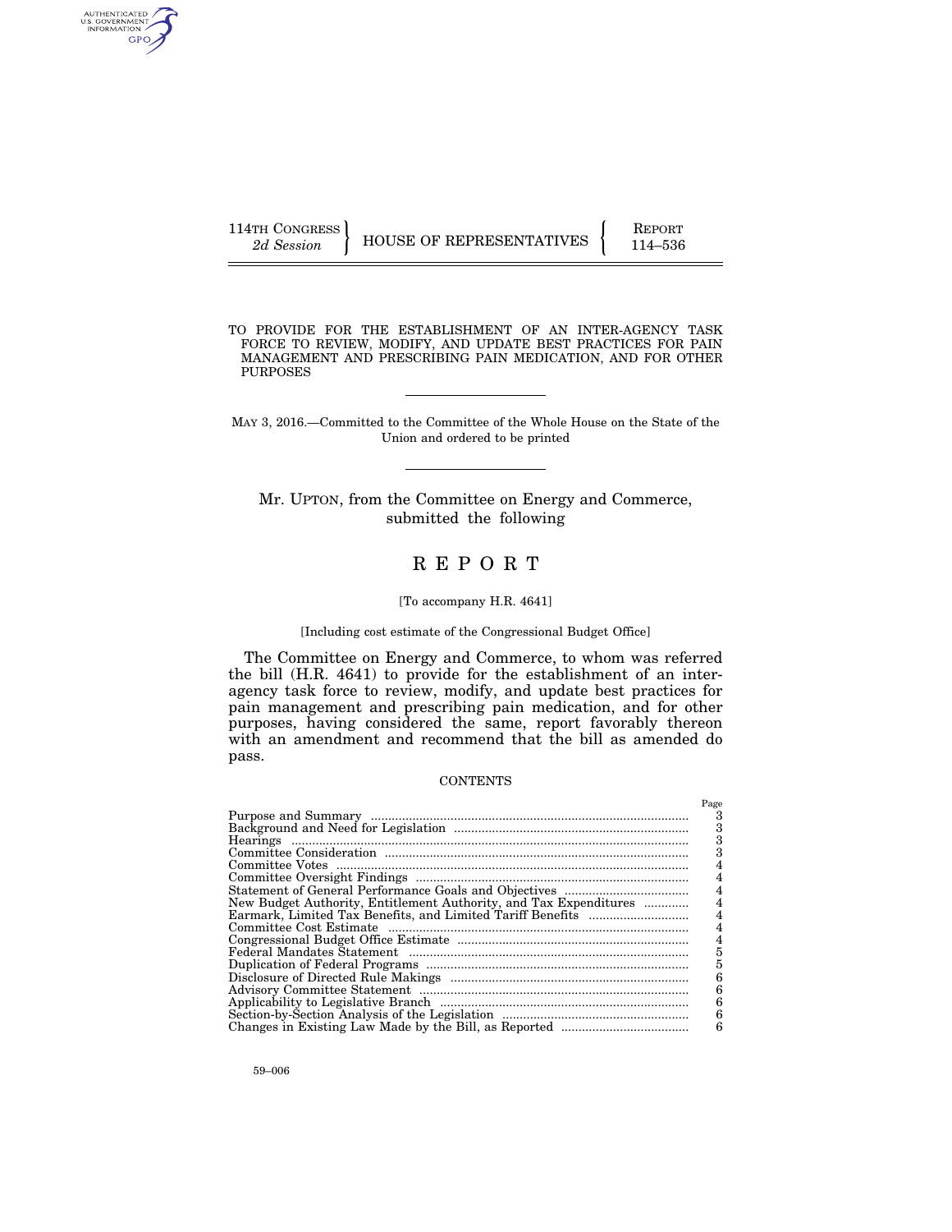114TH CONGRESS
*2d Session*

HOUSE OF REPRESENTATIVES

REPORT
114–536

TO PROVIDE FOR THE ESTABLISHMENT OF AN INTER-AGENCY TASK FORCE TO REVIEW, MODIFY, AND UPDATE BEST PRACTICES FOR PAIN MANAGEMENT AND PRESCRIBING PAIN MEDICATION, AND FOR OTHER PURPOSES

MAY 3, 2016.—Committed to the Committee of the Whole House on the State of the Union and ordered to be printed

Mr. UPTON, from the Committee on Energy and Commerce, submitted the following

# REPORT

[To accompany H.R. 4641]

[Including cost estimate of the Congressional Budget Office]

The Committee on Energy and Commerce, to whom was referred the bill (H.R. 4641) to provide for the establishment of an inter-agency task force to review, modify, and update best practices for pain management and prescribing pain medication, and for other purposes, having considered the same, report favorably thereon with an amendment and recommend that the bill as amended do pass.

CONTENTS

| | Page |
|---|---|
| Purpose and Summary | 3 |
| Background and Need for Legislation | 3 |
| Hearings | 3 |
| Committee Consideration | 3 |
| Committee Votes | 4 |
| Committee Oversight Findings | 4 |
| Statement of General Performance Goals and Objectives | 4 |
| New Budget Authority, Entitlement Authority, and Tax Expenditures | 4 |
| Earmark, Limited Tax Benefits, and Limited Tariff Benefits | 4 |
| Committee Cost Estimate | 4 |
| Congressional Budget Office Estimate | 4 |
| Federal Mandates Statement | 5 |
| Duplication of Federal Programs | 5 |
| Disclosure of Directed Rule Makings | 6 |
| Advisory Committee Statement | 6 |
| Applicability to Legislative Branch | 6 |
| Section-by-Section Analysis of the Legislation | 6 |
| Changes in Existing Law Made by the Bill, as Reported | 6 |

59–006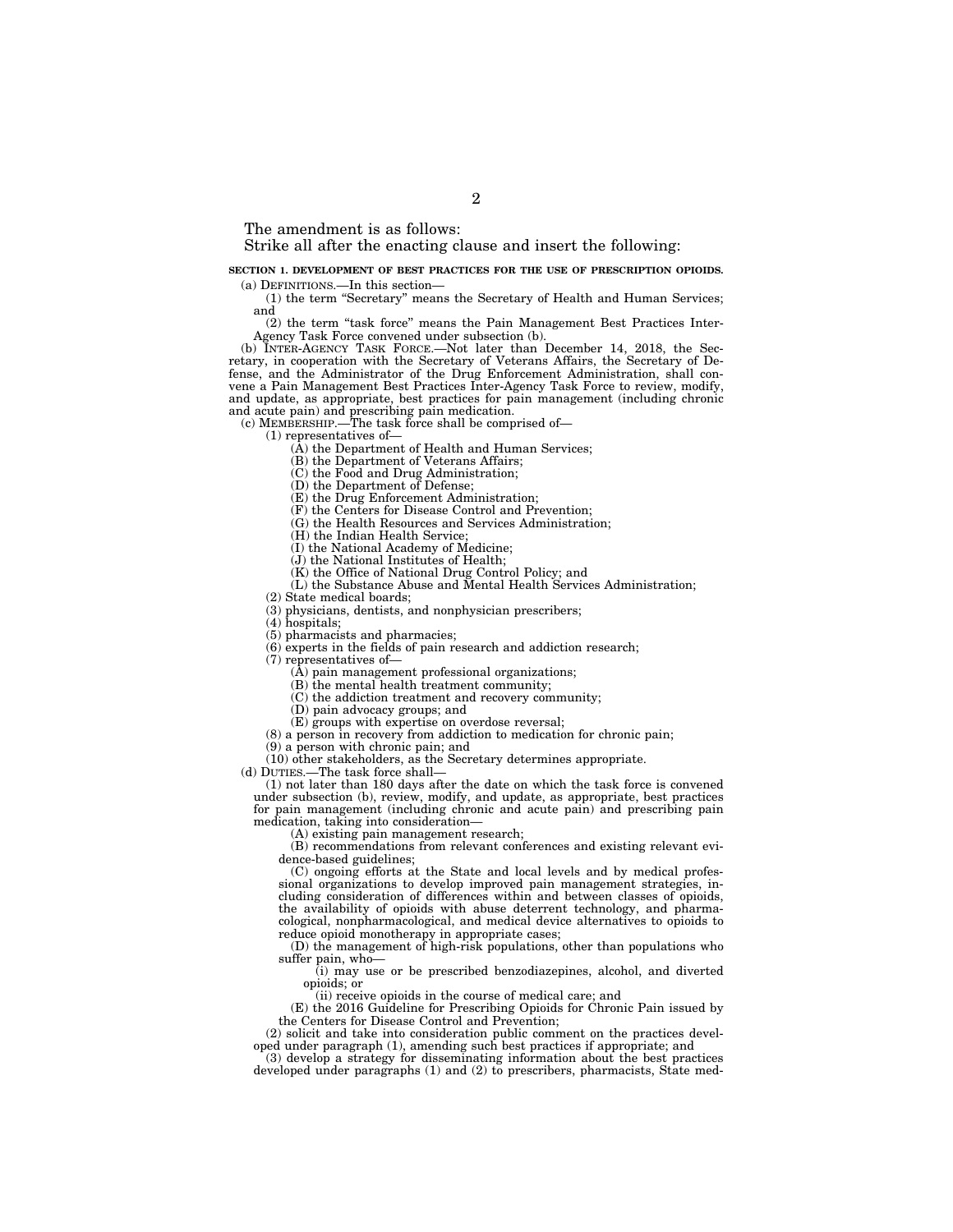The amendment is as follows:

Strike all after the enacting clause and insert the following:

**SECTION 1. DEVELOPMENT OF BEST PRACTICES FOR THE USE OF PRESCRIPTION OPIOIDS.**

(a) DEFINITIONS.—In this section—

(1) the term "Secretary" means the Secretary of Health and Human Services; and

(2) the term "task force" means the Pain Management Best Practices Inter-Agency Task Force convened under subsection (b).

(b) INTER-AGENCY TASK FORCE.—Not later than December 14, 2018, the Secretary, in cooperation with the Secretary of Veterans Affairs, the Secretary of Defense, and the Administrator of the Drug Enforcement Administration, shall convene a Pain Management Best Practices Inter-Agency Task Force to review, modify, and update, as appropriate, best practices for pain management (including chronic and acute pain) and prescribing pain medication.

(c) MEMBERSHIP.—The task force shall be comprised of—

(1) representatives of—

(A) the Department of Health and Human Services;

(B) the Department of Veterans Affairs;

(C) the Food and Drug Administration;

(D) the Department of Defense;

(E) the Drug Enforcement Administration;

(F) the Centers for Disease Control and Prevention;

(G) the Health Resources and Services Administration;

(H) the Indian Health Service;

(I) the National Academy of Medicine;

(J) the National Institutes of Health;

(K) the Office of National Drug Control Policy; and

(L) the Substance Abuse and Mental Health Services Administration;

(2) State medical boards;

(3) physicians, dentists, and nonphysician prescribers;

(4) hospitals;

(5) pharmacists and pharmacies;

(6) experts in the fields of pain research and addiction research;

(7) representatives of—

(A) pain management professional organizations;

(B) the mental health treatment community;

(C) the addiction treatment and recovery community;

(D) pain advocacy groups; and

(E) groups with expertise on overdose reversal;

(8) a person in recovery from addiction to medication for chronic pain;

(9) a person with chronic pain; and

(10) other stakeholders, as the Secretary determines appropriate.

(d) DUTIES.—The task force shall—

(1) not later than 180 days after the date on which the task force is convened under subsection (b), review, modify, and update, as appropriate, best practices for pain management (including chronic and acute pain) and prescribing pain medication, taking into consideration—

(A) existing pain management research;

(B) recommendations from relevant conferences and existing relevant evidence-based guidelines;

(C) ongoing efforts at the State and local levels and by medical professional organizations to develop improved pain management strategies, including consideration of differences within and between classes of opioids, the availability of opioids with abuse deterrent technology, and pharmacological, nonpharmacological, and medical device alternatives to opioids to reduce opioid monotherapy in appropriate cases;

(D) the management of high-risk populations, other than populations who suffer pain, who—

(i) may use or be prescribed benzodiazepines, alcohol, and diverted opioids; or

(ii) receive opioids in the course of medical care; and

(E) the 2016 Guideline for Prescribing Opioids for Chronic Pain issued by the Centers for Disease Control and Prevention;

(2) solicit and take into consideration public comment on the practices developed under paragraph (1), amending such best practices if appropriate; and

(3) develop a strategy for disseminating information about the best practices developed under paragraphs (1) and (2) to prescribers, pharmacists, State med-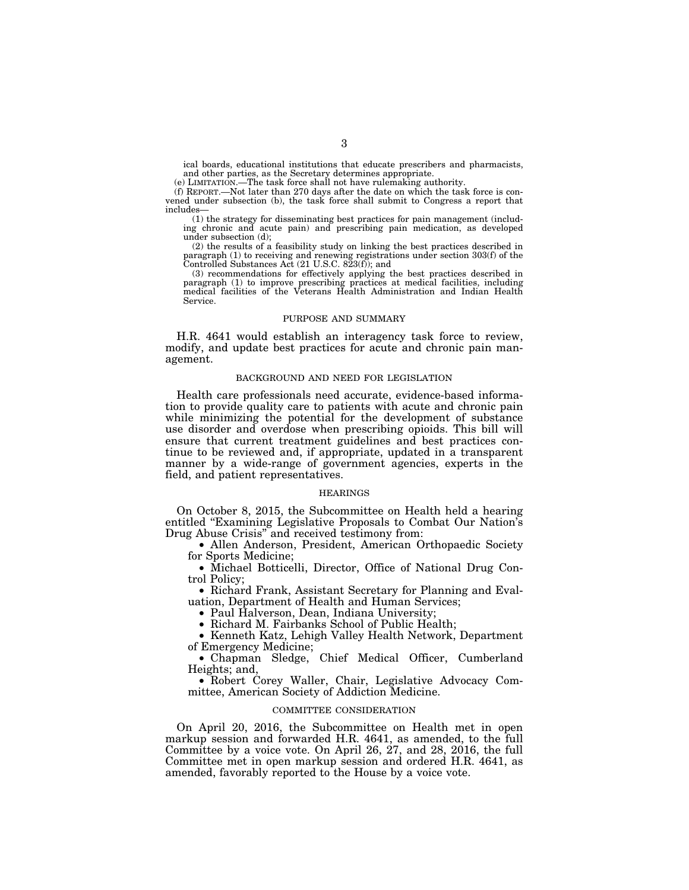ical boards, educational institutions that educate prescribers and pharmacists, and other parties, as the Secretary determines appropriate.

(e) LIMITATION.—The task force shall not have rulemaking authority.

(f) REPORT.—Not later than 270 days after the date on which the task force is convened under subsection (b), the task force shall submit to Congress a report that includes—

(1) the strategy for disseminating best practices for pain management (including chronic and acute pain) and prescribing pain medication, as developed under subsection (d);

(2) the results of a feasibility study on linking the best practices described in paragraph (1) to receiving and renewing registrations under section 303(f) of the Controlled Substances Act (21 U.S.C. 823(f)); and

(3) recommendations for effectively applying the best practices described in paragraph (1) to improve prescribing practices at medical facilities, including medical facilities of the Veterans Health Administration and Indian Health Service.

## PURPOSE AND SUMMARY

H.R. 4641 would establish an interagency task force to review, modify, and update best practices for acute and chronic pain management.

## BACKGROUND AND NEED FOR LEGISLATION

Health care professionals need accurate, evidence-based information to provide quality care to patients with acute and chronic pain while minimizing the potential for the development of substance use disorder and overdose when prescribing opioids. This bill will ensure that current treatment guidelines and best practices continue to be reviewed and, if appropriate, updated in a transparent manner by a wide-range of government agencies, experts in the field, and patient representatives.

## HEARINGS

On October 8, 2015, the Subcommittee on Health held a hearing entitled "Examining Legislative Proposals to Combat Our Nation's Drug Abuse Crisis" and received testimony from:

- Allen Anderson, President, American Orthopaedic Society for Sports Medicine;
- Michael Botticelli, Director, Office of National Drug Control Policy;
- Richard Frank, Assistant Secretary for Planning and Evaluation, Department of Health and Human Services;
- Paul Halverson, Dean, Indiana University;
- Richard M. Fairbanks School of Public Health;
- Kenneth Katz, Lehigh Valley Health Network, Department of Emergency Medicine;
- Chapman Sledge, Chief Medical Officer, Cumberland Heights; and,
- Robert Corey Waller, Chair, Legislative Advocacy Committee, American Society of Addiction Medicine.

## COMMITTEE CONSIDERATION

On April 20, 2016, the Subcommittee on Health met in open markup session and forwarded H.R. 4641, as amended, to the full Committee by a voice vote. On April 26, 27, and 28, 2016, the full Committee met in open markup session and ordered H.R. 4641, as amended, favorably reported to the House by a voice vote.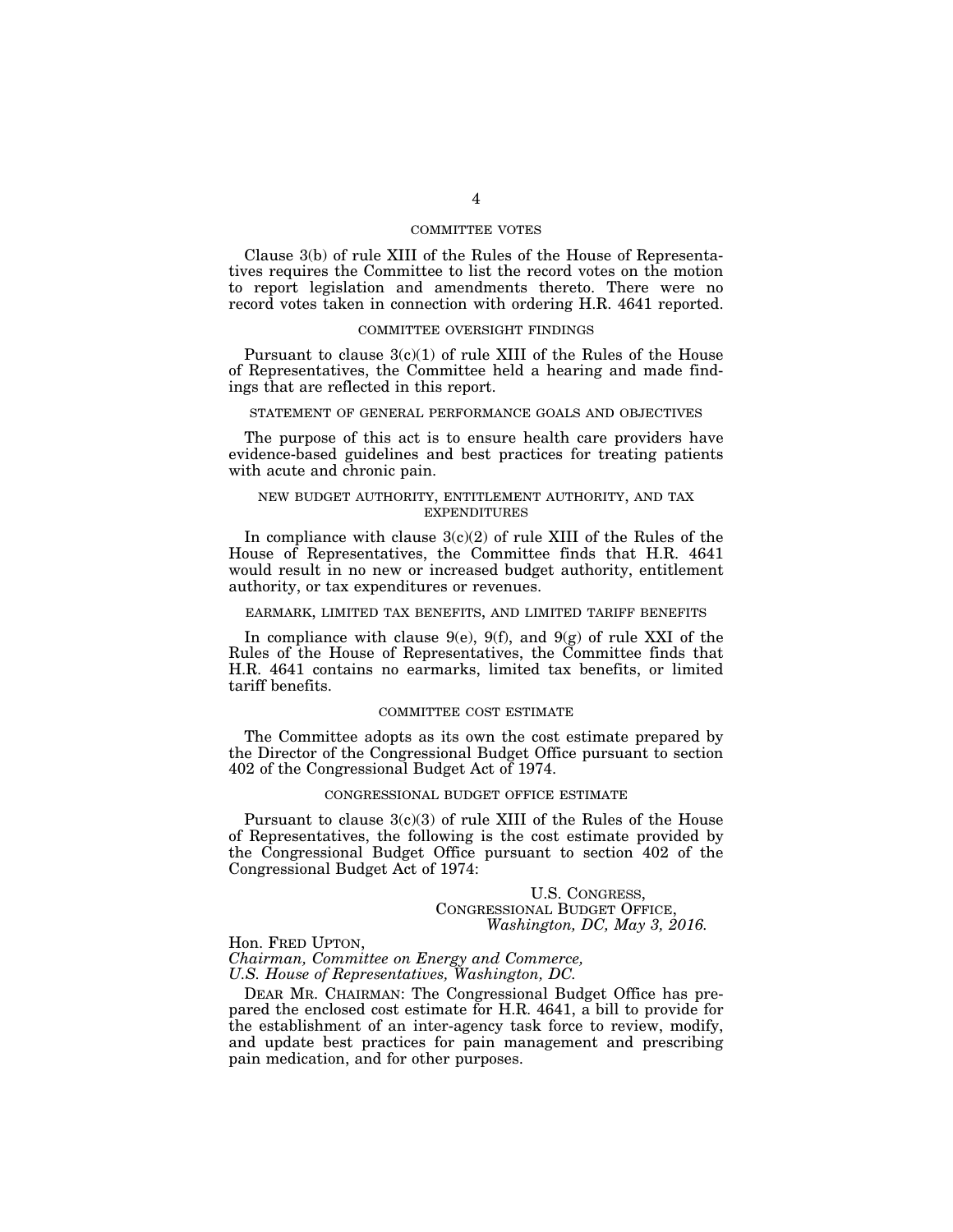## COMMITTEE VOTES

Clause 3(b) of rule XIII of the Rules of the House of Representatives requires the Committee to list the record votes on the motion to report legislation and amendments thereto. There were no record votes taken in connection with ordering H.R. 4641 reported.

## COMMITTEE OVERSIGHT FINDINGS

Pursuant to clause 3(c)(1) of rule XIII of the Rules of the House of Representatives, the Committee held a hearing and made findings that are reflected in this report.

## STATEMENT OF GENERAL PERFORMANCE GOALS AND OBJECTIVES

The purpose of this act is to ensure health care providers have evidence-based guidelines and best practices for treating patients with acute and chronic pain.

## NEW BUDGET AUTHORITY, ENTITLEMENT AUTHORITY, AND TAX EXPENDITURES

In compliance with clause 3(c)(2) of rule XIII of the Rules of the House of Representatives, the Committee finds that H.R. 4641 would result in no new or increased budget authority, entitlement authority, or tax expenditures or revenues.

## EARMARK, LIMITED TAX BENEFITS, AND LIMITED TARIFF BENEFITS

In compliance with clause 9(e), 9(f), and 9(g) of rule XXI of the Rules of the House of Representatives, the Committee finds that H.R. 4641 contains no earmarks, limited tax benefits, or limited tariff benefits.

## COMMITTEE COST ESTIMATE

The Committee adopts as its own the cost estimate prepared by the Director of the Congressional Budget Office pursuant to section 402 of the Congressional Budget Act of 1974.

## CONGRESSIONAL BUDGET OFFICE ESTIMATE

Pursuant to clause 3(c)(3) of rule XIII of the Rules of the House of Representatives, the following is the cost estimate provided by the Congressional Budget Office pursuant to section 402 of the Congressional Budget Act of 1974:

U.S. CONGRESS,
CONGRESSIONAL BUDGET OFFICE,
*Washington, DC, May 3, 2016.*

Hon. FRED UPTON,
*Chairman, Committee on Energy and Commerce,*
*U.S. House of Representatives, Washington, DC.*

DEAR MR. CHAIRMAN: The Congressional Budget Office has prepared the enclosed cost estimate for H.R. 4641, a bill to provide for the establishment of an inter-agency task force to review, modify, and update best practices for pain management and prescribing pain medication, and for other purposes.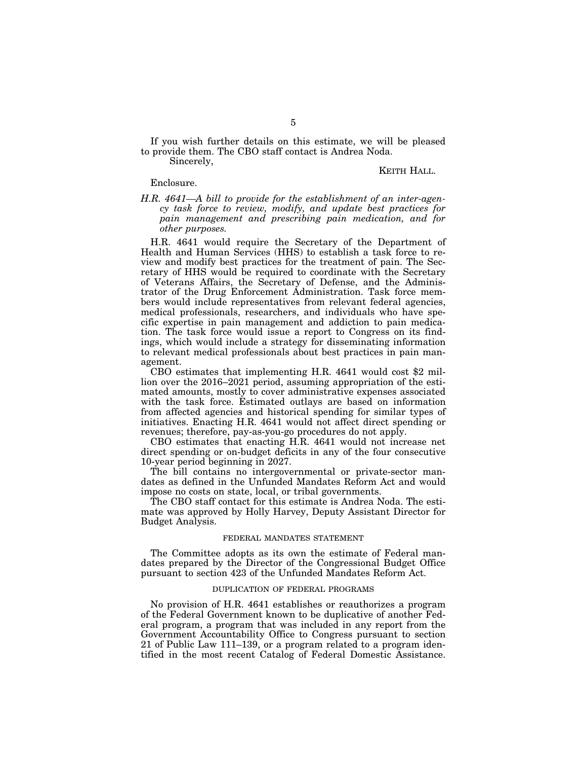If you wish further details on this estimate, we will be pleased to provide them. The CBO staff contact is Andrea Noda.

Sincerely,

KEITH HALL.

Enclosure.

*H.R. 4641—A bill to provide for the establishment of an inter-agency task force to review, modify, and update best practices for pain management and prescribing pain medication, and for other purposes.*

H.R. 4641 would require the Secretary of the Department of Health and Human Services (HHS) to establish a task force to review and modify best practices for the treatment of pain. The Secretary of HHS would be required to coordinate with the Secretary of Veterans Affairs, the Secretary of Defense, and the Administrator of the Drug Enforcement Administration. Task force members would include representatives from relevant federal agencies, medical professionals, researchers, and individuals who have specific expertise in pain management and addiction to pain medication. The task force would issue a report to Congress on its findings, which would include a strategy for disseminating information to relevant medical professionals about best practices in pain management.

CBO estimates that implementing H.R. 4641 would cost $2 million over the 2016–2021 period, assuming appropriation of the estimated amounts, mostly to cover administrative expenses associated with the task force. Estimated outlays are based on information from affected agencies and historical spending for similar types of initiatives. Enacting H.R. 4641 would not affect direct spending or revenues; therefore, pay-as-you-go procedures do not apply.

CBO estimates that enacting H.R. 4641 would not increase net direct spending or on-budget deficits in any of the four consecutive 10-year period beginning in 2027.

The bill contains no intergovernmental or private-sector mandates as defined in the Unfunded Mandates Reform Act and would impose no costs on state, local, or tribal governments.

The CBO staff contact for this estimate is Andrea Noda. The estimate was approved by Holly Harvey, Deputy Assistant Director for Budget Analysis.

## FEDERAL MANDATES STATEMENT

The Committee adopts as its own the estimate of Federal mandates prepared by the Director of the Congressional Budget Office pursuant to section 423 of the Unfunded Mandates Reform Act.

## DUPLICATION OF FEDERAL PROGRAMS

No provision of H.R. 4641 establishes or reauthorizes a program of the Federal Government known to be duplicative of another Federal program, a program that was included in any report from the Government Accountability Office to Congress pursuant to section 21 of Public Law 111–139, or a program related to a program identified in the most recent Catalog of Federal Domestic Assistance.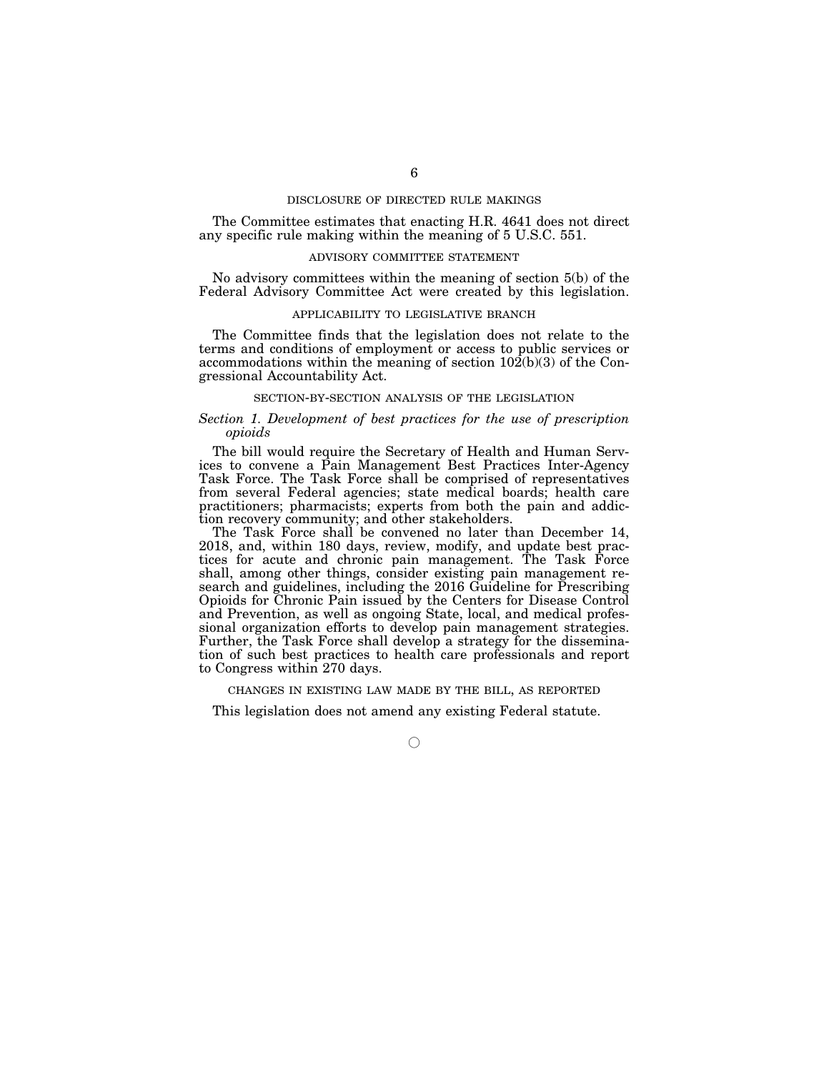## DISCLOSURE OF DIRECTED RULE MAKINGS

The Committee estimates that enacting H.R. 4641 does not direct any specific rule making within the meaning of 5 U.S.C. 551.

## ADVISORY COMMITTEE STATEMENT

No advisory committees within the meaning of section 5(b) of the Federal Advisory Committee Act were created by this legislation.

## APPLICABILITY TO LEGISLATIVE BRANCH

The Committee finds that the legislation does not relate to the terms and conditions of employment or access to public services or accommodations within the meaning of section 102(b)(3) of the Congressional Accountability Act.

## SECTION-BY-SECTION ANALYSIS OF THE LEGISLATION

### *Section 1. Development of best practices for the use of prescription opioids*

The bill would require the Secretary of Health and Human Services to convene a Pain Management Best Practices Inter-Agency Task Force. The Task Force shall be comprised of representatives from several Federal agencies; state medical boards; health care practitioners; pharmacists; experts from both the pain and addiction recovery community; and other stakeholders.

The Task Force shall be convened no later than December 14, 2018, and, within 180 days, review, modify, and update best practices for acute and chronic pain management. The Task Force shall, among other things, consider existing pain management research and guidelines, including the 2016 Guideline for Prescribing Opioids for Chronic Pain issued by the Centers for Disease Control and Prevention, as well as ongoing State, local, and medical professional organization efforts to develop pain management strategies. Further, the Task Force shall develop a strategy for the dissemination of such best practices to health care professionals and report to Congress within 270 days.

## CHANGES IN EXISTING LAW MADE BY THE BILL, AS REPORTED

This legislation does not amend any existing Federal statute.

○